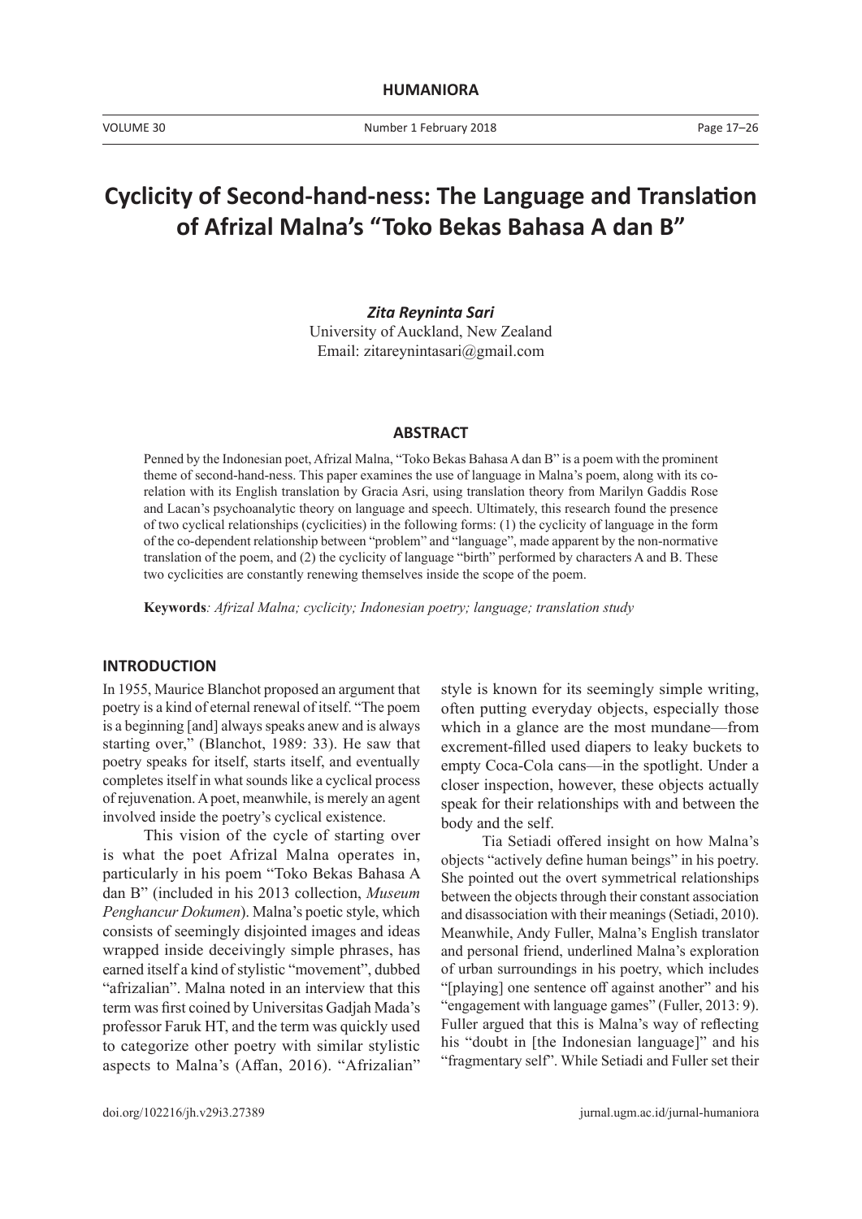# Cyclicity of Second-hand-ness: The Language and Translation of Afrizal Malna's "Toko Bekas Bahasa A dan B"

***Zita Reyninta Sari***
University of Auckland, New Zealand
Email: zitareynintasari@gmail.com

## ABSTRACT

Penned by the Indonesian poet, Afrizal Malna, "Toko Bekas Bahasa A dan B" is a poem with the prominent theme of second-hand-ness. This paper examines the use of language in Malna's poem, along with its co-relation with its English translation by Gracia Asri, using translation theory from Marilyn Gaddis Rose and Lacan's psychoanalytic theory on language and speech. Ultimately, this research found the presence of two cyclical relationships (cyclicities) in the following forms: (1) the cyclicity of language in the form of the co-dependent relationship between "problem" and "language", made apparent by the non-normative translation of the poem, and (2) the cyclicity of language "birth" performed by characters A and B. These two cyclicities are constantly renewing themselves inside the scope of the poem.

**Keywords***: Afrizal Malna; cyclicity; Indonesian poetry; language; translation study*

## INTRODUCTION

In 1955, Maurice Blanchot proposed an argument that poetry is a kind of eternal renewal of itself. "The poem is a beginning [and] always speaks anew and is always starting over," (Blanchot, 1989: 33). He saw that poetry speaks for itself, starts itself, and eventually completes itself in what sounds like a cyclical process of rejuvenation. A poet, meanwhile, is merely an agent involved inside the poetry's cyclical existence.

This vision of the cycle of starting over is what the poet Afrizal Malna operates in, particularly in his poem "Toko Bekas Bahasa A dan B" (included in his 2013 collection, *Museum Penghancur Dokumen*). Malna's poetic style, which consists of seemingly disjointed images and ideas wrapped inside deceivingly simple phrases, has earned itself a kind of stylistic "movement", dubbed "afrizalian". Malna noted in an interview that this term was first coined by Universitas Gadjah Mada's professor Faruk HT, and the term was quickly used to categorize other poetry with similar stylistic aspects to Malna's (Affan, 2016). "Afrizalian" style is known for its seemingly simple writing, often putting everyday objects, especially those which in a glance are the most mundane—from excrement-filled used diapers to leaky buckets to empty Coca-Cola cans—in the spotlight. Under a closer inspection, however, these objects actually speak for their relationships with and between the body and the self.

Tia Setiadi offered insight on how Malna's objects "actively define human beings" in his poetry. She pointed out the overt symmetrical relationships between the objects through their constant association and disassociation with their meanings (Setiadi, 2010). Meanwhile, Andy Fuller, Malna's English translator and personal friend, underlined Malna's exploration of urban surroundings in his poetry, which includes "[playing] one sentence off against another" and his "engagement with language games" (Fuller, 2013: 9). Fuller argued that this is Malna's way of reflecting his "doubt in [the Indonesian language]" and his "fragmentary self". While Setiadi and Fuller set their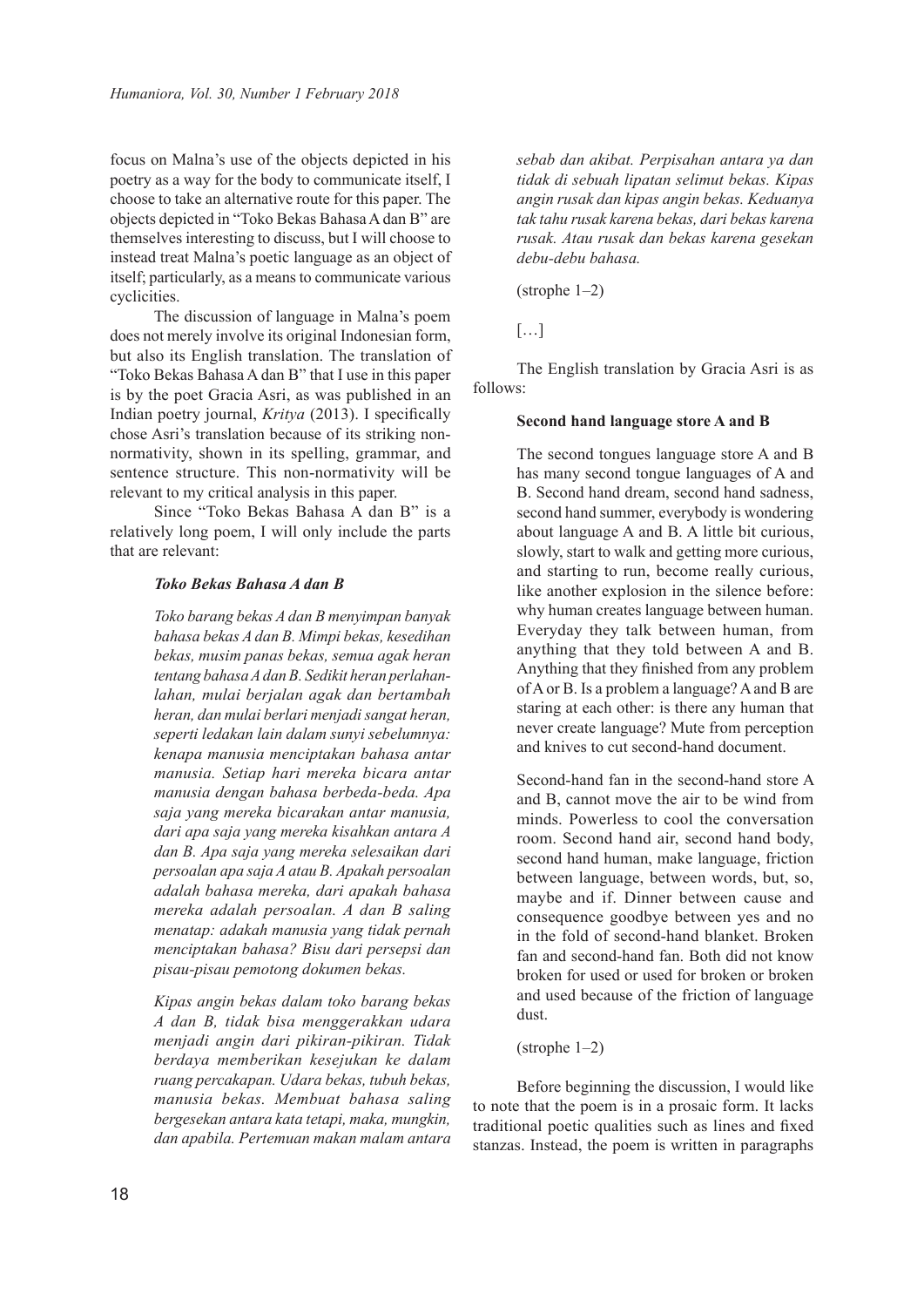focus on Malna's use of the objects depicted in his poetry as a way for the body to communicate itself, I choose to take an alternative route for this paper. The objects depicted in "Toko Bekas Bahasa A dan B" are themselves interesting to discuss, but I will choose to instead treat Malna's poetic language as an object of itself; particularly, as a means to communicate various cyclicities.

The discussion of language in Malna's poem does not merely involve its original Indonesian form, but also its English translation. The translation of "Toko Bekas Bahasa A dan B" that I use in this paper is by the poet Gracia Asri, as was published in an Indian poetry journal, *Kritya* (2013). I specifically chose Asri's translation because of its striking non-normativity, shown in its spelling, grammar, and sentence structure. This non-normativity will be relevant to my critical analysis in this paper.

Since "Toko Bekas Bahasa A dan B" is a relatively long poem, I will only include the parts that are relevant:

> ***Toko Bekas Bahasa A dan B***
>
> *Toko barang bekas A dan B menyimpan banyak bahasa bekas A dan B. Mimpi bekas, kesedihan bekas, musim panas bekas, semua agak heran tentang bahasa A dan B. Sedikit heran perlahan-lahan, mulai berjalan agak dan bertambah heran, dan mulai berlari menjadi sangat heran, seperti ledakan lain dalam sunyi sebelumnya: kenapa manusia menciptakan bahasa antar manusia. Setiap hari mereka bicara antar manusia dengan bahasa berbeda-beda. Apa saja yang mereka bicarakan antar manusia, dari apa saja yang mereka kisahkan antara A dan B. Apa saja yang mereka selesaikan dari persoalan apa saja A atau B. Apakah persoalan adalah bahasa mereka, dari apakah bahasa mereka adalah persoalan. A dan B saling menatap: adakah manusia yang tidak pernah menciptakan bahasa? Bisu dari persepsi dan pisau-pisau pemotong dokumen bekas.*
>
> *Kipas angin bekas dalam toko barang bekas A dan B, tidak bisa menggerakkan udara menjadi angin dari pikiran-pikiran. Tidak berdaya memberikan kesejukan ke dalam ruang percakapan. Udara bekas, tubuh bekas, manusia bekas. Membuat bahasa saling bergesekan antara kata tetapi, maka, mungkin, dan apabila. Pertemuan makan malam antara sebab dan akibat. Perpisahan antara ya dan tidak di sebuah lipatan selimut bekas. Kipas angin rusak dan kipas angin bekas. Keduanya tak tahu rusak karena bekas, dari bekas karena rusak. Atau rusak dan bekas karena gesekan debu-debu bahasa.*
>
> (strophe 1–2)
>
> […]

The English translation by Gracia Asri is as follows:

> **Second hand language store A and B**
>
> The second tongues language store A and B has many second tongue languages of A and B. Second hand dream, second hand sadness, second hand summer, everybody is wondering about language A and B. A little bit curious, slowly, start to walk and getting more curious, and starting to run, become really curious, like another explosion in the silence before: why human creates language between human. Everyday they talk between human, from anything that they told between A and B. Anything that they finished from any problem of A or B. Is a problem a language? A and B are staring at each other: is there any human that never create language? Mute from perception and knives to cut second-hand document.
>
> Second-hand fan in the second-hand store A and B, cannot move the air to be wind from minds. Powerless to cool the conversation room. Second hand air, second hand body, second hand human, make language, friction between language, between words, but, so, maybe and if. Dinner between cause and consequence goodbye between yes and no in the fold of second-hand blanket. Broken fan and second-hand fan. Both did not know broken for used or used for broken or broken and used because of the friction of language dust.
>
> (strophe 1–2)

Before beginning the discussion, I would like to note that the poem is in a prosaic form. It lacks traditional poetic qualities such as lines and fixed stanzas. Instead, the poem is written in paragraphs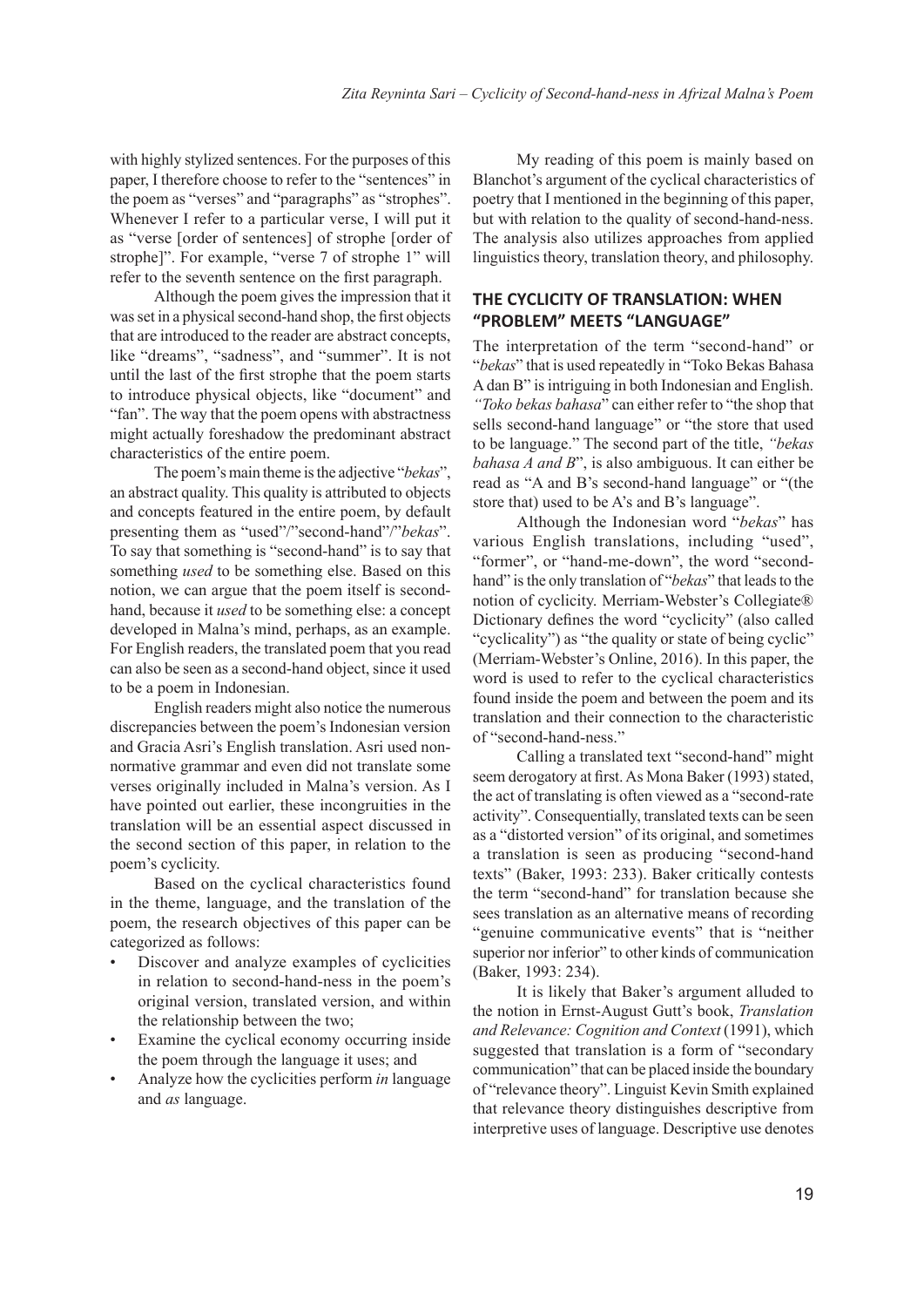with highly stylized sentences. For the purposes of this paper, I therefore choose to refer to the "sentences" in the poem as "verses" and "paragraphs" as "strophes". Whenever I refer to a particular verse, I will put it as "verse [order of sentences] of strophe [order of strophe]". For example, "verse 7 of strophe 1" will refer to the seventh sentence on the first paragraph.

Although the poem gives the impression that it was set in a physical second-hand shop, the first objects that are introduced to the reader are abstract concepts, like "dreams", "sadness", and "summer". It is not until the last of the first strophe that the poem starts to introduce physical objects, like "document" and "fan". The way that the poem opens with abstractness might actually foreshadow the predominant abstract characteristics of the entire poem.

The poem's main theme is the adjective "*bekas*", an abstract quality. This quality is attributed to objects and concepts featured in the entire poem, by default presenting them as "used"/"second-hand"/"*bekas*". To say that something is "second-hand" is to say that something *used* to be something else. Based on this notion, we can argue that the poem itself is second-hand, because it *used* to be something else: a concept developed in Malna's mind, perhaps, as an example. For English readers, the translated poem that you read can also be seen as a second-hand object, since it used to be a poem in Indonesian.

English readers might also notice the numerous discrepancies between the poem's Indonesian version and Gracia Asri's English translation. Asri used non-normative grammar and even did not translate some verses originally included in Malna's version. As I have pointed out earlier, these incongruities in the translation will be an essential aspect discussed in the second section of this paper, in relation to the poem's cyclicity.

Based on the cyclical characteristics found in the theme, language, and the translation of the poem, the research objectives of this paper can be categorized as follows:

- Discover and analyze examples of cyclicities in relation to second-hand-ness in the poem's original version, translated version, and within the relationship between the two;
- Examine the cyclical economy occurring inside the poem through the language it uses; and
- Analyze how the cyclicities perform *in* language and *as* language.

My reading of this poem is mainly based on Blanchot's argument of the cyclical characteristics of poetry that I mentioned in the beginning of this paper, but with relation to the quality of second-hand-ness. The analysis also utilizes approaches from applied linguistics theory, translation theory, and philosophy.

## THE CYCLICITY OF TRANSLATION: WHEN "PROBLEM" MEETS "LANGUAGE"

The interpretation of the term "second-hand" or "*bekas*" that is used repeatedly in "Toko Bekas Bahasa A dan B" is intriguing in both Indonesian and English. *"Toko bekas bahasa*" can either refer to "the shop that sells second-hand language" or "the store that used to be language." The second part of the title, *"bekas bahasa A and B*", is also ambiguous. It can either be read as "A and B's second-hand language" or "(the store that) used to be A's and B's language".

Although the Indonesian word "*bekas*" has various English translations, including "used", "former", or "hand-me-down", the word "second-hand" is the only translation of "*bekas*" that leads to the notion of cyclicity. Merriam-Webster's Collegiate® Dictionary defines the word "cyclicity" (also called "cyclicality") as "the quality or state of being cyclic" (Merriam-Webster's Online, 2016). In this paper, the word is used to refer to the cyclical characteristics found inside the poem and between the poem and its translation and their connection to the characteristic of "second-hand-ness."

Calling a translated text "second-hand" might seem derogatory at first. As Mona Baker (1993) stated, the act of translating is often viewed as a "second-rate activity". Consequentially, translated texts can be seen as a "distorted version" of its original, and sometimes a translation is seen as producing "second-hand texts" (Baker, 1993: 233). Baker critically contests the term "second-hand" for translation because she sees translation as an alternative means of recording "genuine communicative events" that is "neither superior nor inferior" to other kinds of communication (Baker, 1993: 234).

It is likely that Baker's argument alluded to the notion in Ernst-August Gutt's book, *Translation and Relevance: Cognition and Context* (1991), which suggested that translation is a form of "secondary communication" that can be placed inside the boundary of "relevance theory". Linguist Kevin Smith explained that relevance theory distinguishes descriptive from interpretive uses of language. Descriptive use denotes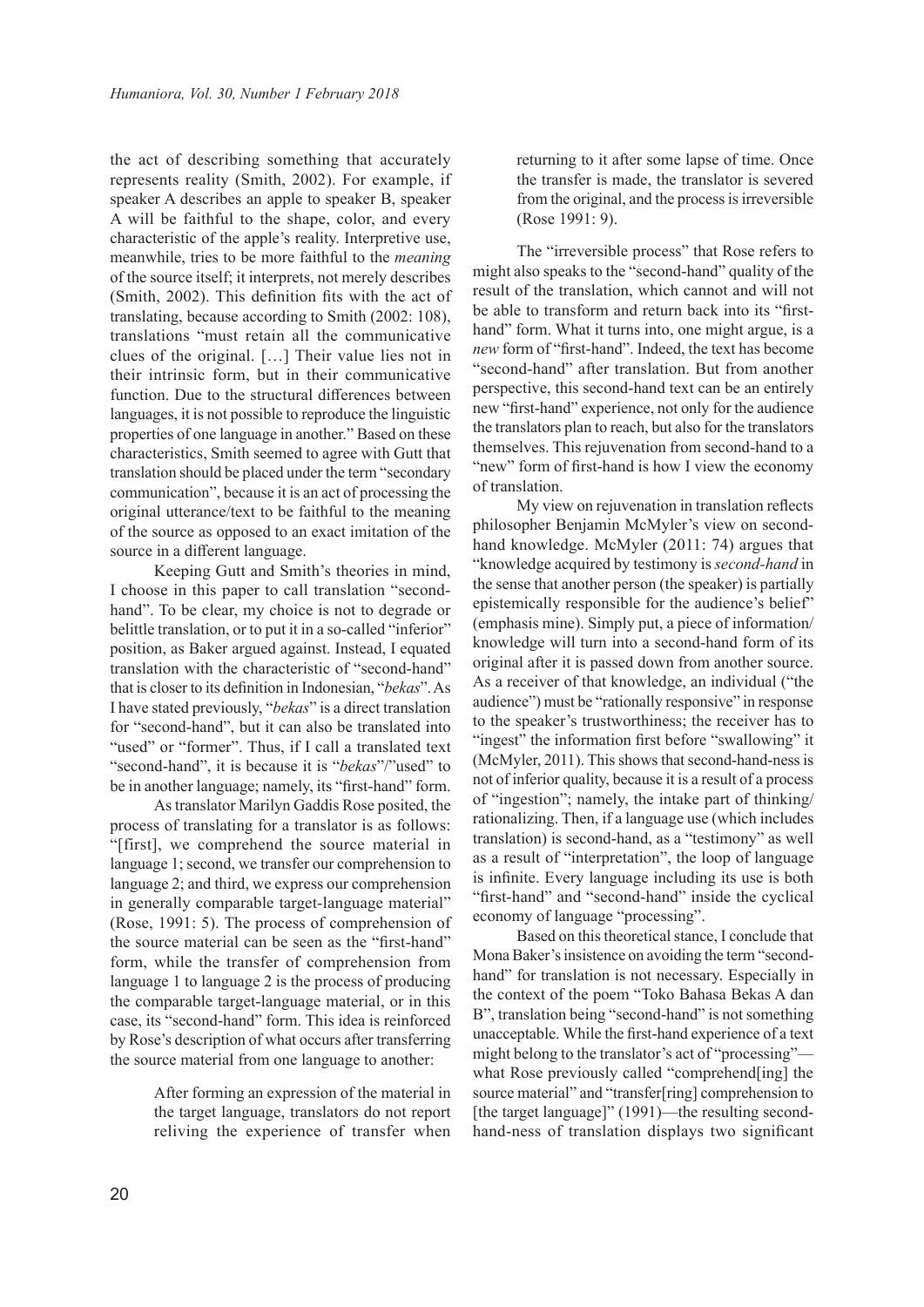the act of describing something that accurately represents reality (Smith, 2002). For example, if speaker A describes an apple to speaker B, speaker A will be faithful to the shape, color, and every characteristic of the apple's reality. Interpretive use, meanwhile, tries to be more faithful to the *meaning* of the source itself; it interprets, not merely describes (Smith, 2002). This definition fits with the act of translating, because according to Smith (2002: 108), translations "must retain all the communicative clues of the original. […] Their value lies not in their intrinsic form, but in their communicative function. Due to the structural differences between languages, it is not possible to reproduce the linguistic properties of one language in another." Based on these characteristics, Smith seemed to agree with Gutt that translation should be placed under the term "secondary communication", because it is an act of processing the original utterance/text to be faithful to the meaning of the source as opposed to an exact imitation of the source in a different language.

Keeping Gutt and Smith's theories in mind, I choose in this paper to call translation "second-hand". To be clear, my choice is not to degrade or belittle translation, or to put it in a so-called "inferior" position, as Baker argued against. Instead, I equated translation with the characteristic of "second-hand" that is closer to its definition in Indonesian, "*bekas*". As I have stated previously, "*bekas*" is a direct translation for "second-hand", but it can also be translated into "used" or "former". Thus, if I call a translated text "second-hand", it is because it is "*bekas*"/"used" to be in another language; namely, its "first-hand" form.

As translator Marilyn Gaddis Rose posited, the process of translating for a translator is as follows: "[first], we comprehend the source material in language 1; second, we transfer our comprehension to language 2; and third, we express our comprehension in generally comparable target-language material" (Rose, 1991: 5). The process of comprehension of the source material can be seen as the "first-hand" form, while the transfer of comprehension from language 1 to language 2 is the process of producing the comparable target-language material, or in this case, its "second-hand" form. This idea is reinforced by Rose's description of what occurs after transferring the source material from one language to another:

> After forming an expression of the material in the target language, translators do not report reliving the experience of transfer when returning to it after some lapse of time. Once the transfer is made, the translator is severed from the original, and the process is irreversible (Rose 1991: 9).

The "irreversible process" that Rose refers to might also speaks to the "second-hand" quality of the result of the translation, which cannot and will not be able to transform and return back into its "first-hand" form. What it turns into, one might argue, is a *new* form of "first-hand". Indeed, the text has become "second-hand" after translation. But from another perspective, this second-hand text can be an entirely new "first-hand" experience, not only for the audience the translators plan to reach, but also for the translators themselves. This rejuvenation from second-hand to a "new" form of first-hand is how I view the economy of translation.

My view on rejuvenation in translation reflects philosopher Benjamin McMyler's view on second-hand knowledge. McMyler (2011: 74) argues that "knowledge acquired by testimony is *second-hand* in the sense that another person (the speaker) is partially epistemically responsible for the audience's belief" (emphasis mine). Simply put, a piece of information/knowledge will turn into a second-hand form of its original after it is passed down from another source. As a receiver of that knowledge, an individual ("the audience") must be "rationally responsive" in response to the speaker's trustworthiness; the receiver has to "ingest" the information first before "swallowing" it (McMyler, 2011). This shows that second-hand-ness is not of inferior quality, because it is a result of a process of "ingestion"; namely, the intake part of thinking/rationalizing. Then, if a language use (which includes translation) is second-hand, as a "testimony" as well as a result of "interpretation", the loop of language is infinite. Every language including its use is both "first-hand" and "second-hand" inside the cyclical economy of language "processing".

Based on this theoretical stance, I conclude that Mona Baker's insistence on avoiding the term "second-hand" for translation is not necessary. Especially in the context of the poem "Toko Bahasa Bekas A dan B", translation being "second-hand" is not something unacceptable. While the first-hand experience of a text might belong to the translator's act of "processing"—what Rose previously called "comprehend[ing] the source material" and "transfer[ring] comprehension to [the target language]" (1991)—the resulting second-hand-ness of translation displays two significant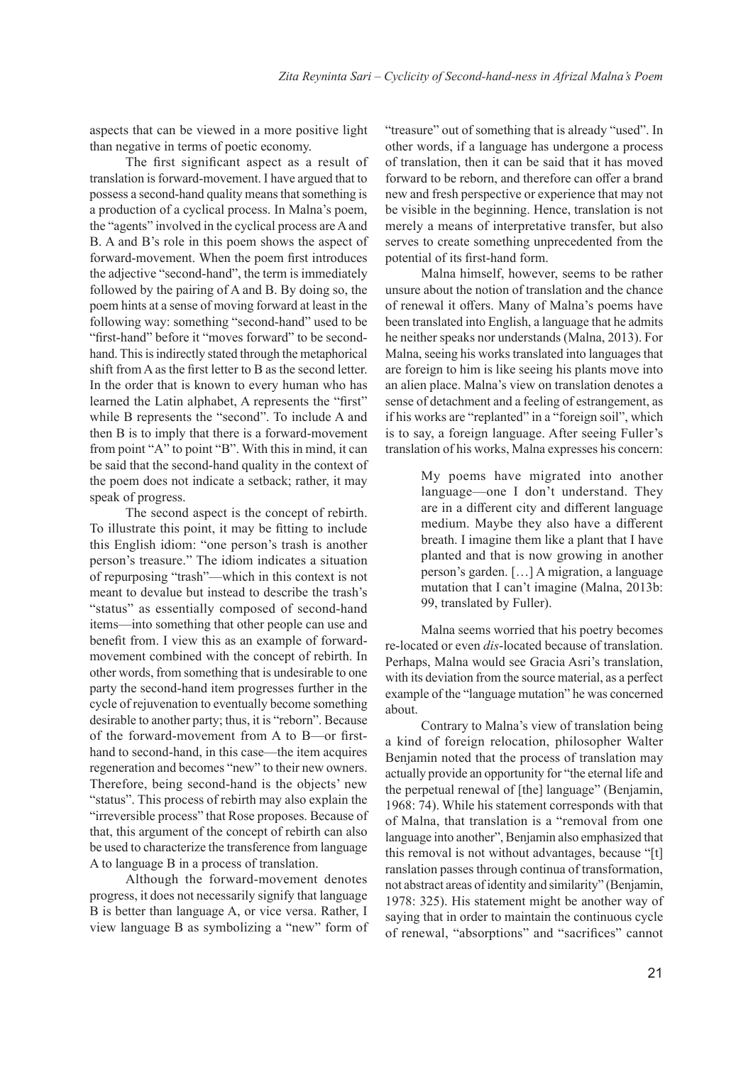aspects that can be viewed in a more positive light than negative in terms of poetic economy.

The first significant aspect as a result of translation is forward-movement. I have argued that to possess a second-hand quality means that something is a production of a cyclical process. In Malna's poem, the "agents" involved in the cyclical process are A and B. A and B's role in this poem shows the aspect of forward-movement. When the poem first introduces the adjective "second-hand", the term is immediately followed by the pairing of A and B. By doing so, the poem hints at a sense of moving forward at least in the following way: something "second-hand" used to be "first-hand" before it "moves forward" to be second-hand. This is indirectly stated through the metaphorical shift from A as the first letter to B as the second letter. In the order that is known to every human who has learned the Latin alphabet, A represents the "first" while B represents the "second". To include A and then B is to imply that there is a forward-movement from point "A" to point "B". With this in mind, it can be said that the second-hand quality in the context of the poem does not indicate a setback; rather, it may speak of progress.

The second aspect is the concept of rebirth. To illustrate this point, it may be fitting to include this English idiom: "one person's trash is another person's treasure." The idiom indicates a situation of repurposing "trash"—which in this context is not meant to devalue but instead to describe the trash's "status" as essentially composed of second-hand items—into something that other people can use and benefit from. I view this as an example of forward-movement combined with the concept of rebirth. In other words, from something that is undesirable to one party the second-hand item progresses further in the cycle of rejuvenation to eventually become something desirable to another party; thus, it is "reborn". Because of the forward-movement from A to B—or first-hand to second-hand, in this case—the item acquires regeneration and becomes "new" to their new owners. Therefore, being second-hand is the objects' new "status". This process of rebirth may also explain the "irreversible process" that Rose proposes. Because of that, this argument of the concept of rebirth can also be used to characterize the transference from language A to language B in a process of translation.

Although the forward-movement denotes progress, it does not necessarily signify that language B is better than language A, or vice versa. Rather, I view language B as symbolizing a "new" form of "treasure" out of something that is already "used". In other words, if a language has undergone a process of translation, then it can be said that it has moved forward to be reborn, and therefore can offer a brand new and fresh perspective or experience that may not be visible in the beginning. Hence, translation is not merely a means of interpretative transfer, but also serves to create something unprecedented from the potential of its first-hand form.

Malna himself, however, seems to be rather unsure about the notion of translation and the chance of renewal it offers. Many of Malna's poems have been translated into English, a language that he admits he neither speaks nor understands (Malna, 2013). For Malna, seeing his works translated into languages that are foreign to him is like seeing his plants move into an alien place. Malna's view on translation denotes a sense of detachment and a feeling of estrangement, as if his works are "replanted" in a "foreign soil", which is to say, a foreign language. After seeing Fuller's translation of his works, Malna expresses his concern:

> My poems have migrated into another language—one I don't understand. They are in a different city and different language medium. Maybe they also have a different breath. I imagine them like a plant that I have planted and that is now growing in another person's garden. […] A migration, a language mutation that I can't imagine (Malna, 2013b: 99, translated by Fuller).

Malna seems worried that his poetry becomes re-located or even *dis*-located because of translation. Perhaps, Malna would see Gracia Asri's translation, with its deviation from the source material, as a perfect example of the "language mutation" he was concerned about.

Contrary to Malna's view of translation being a kind of foreign relocation, philosopher Walter Benjamin noted that the process of translation may actually provide an opportunity for "the eternal life and the perpetual renewal of [the] language" (Benjamin, 1968: 74). While his statement corresponds with that of Malna, that translation is a "removal from one language into another", Benjamin also emphasized that this removal is not without advantages, because "[t]ranslation passes through continua of transformation, not abstract areas of identity and similarity" (Benjamin, 1978: 325). His statement might be another way of saying that in order to maintain the continuous cycle of renewal, "absorptions" and "sacrifices" cannot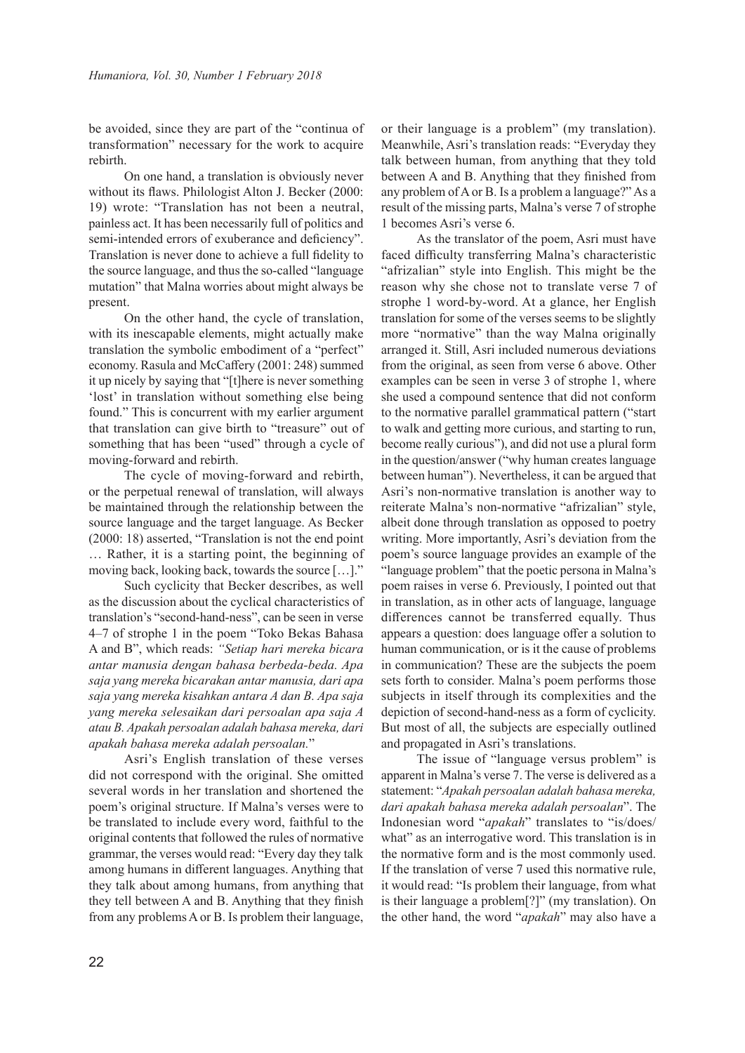be avoided, since they are part of the "continua of transformation" necessary for the work to acquire rebirth.

On one hand, a translation is obviously never without its flaws. Philologist Alton J. Becker (2000: 19) wrote: "Translation has not been a neutral, painless act. It has been necessarily full of politics and semi-intended errors of exuberance and deficiency". Translation is never done to achieve a full fidelity to the source language, and thus the so-called "language mutation" that Malna worries about might always be present.

On the other hand, the cycle of translation, with its inescapable elements, might actually make translation the symbolic embodiment of a "perfect" economy. Rasula and McCaffery (2001: 248) summed it up nicely by saying that "[t]here is never something 'lost' in translation without something else being found." This is concurrent with my earlier argument that translation can give birth to "treasure" out of something that has been "used" through a cycle of moving-forward and rebirth.

The cycle of moving-forward and rebirth, or the perpetual renewal of translation, will always be maintained through the relationship between the source language and the target language. As Becker (2000: 18) asserted, "Translation is not the end point … Rather, it is a starting point, the beginning of moving back, looking back, towards the source […]."

Such cyclicity that Becker describes, as well as the discussion about the cyclical characteristics of translation's "second-hand-ness", can be seen in verse 4–7 of strophe 1 in the poem "Toko Bekas Bahasa A and B", which reads: *"Setiap hari mereka bicara antar manusia dengan bahasa berbeda-beda. Apa saja yang mereka bicarakan antar manusia, dari apa saja yang mereka kisahkan antara A dan B. Apa saja yang mereka selesaikan dari persoalan apa saja A atau B. Apakah persoalan adalah bahasa mereka, dari apakah bahasa mereka adalah persoalan.*"

Asri's English translation of these verses did not correspond with the original. She omitted several words in her translation and shortened the poem's original structure. If Malna's verses were to be translated to include every word, faithful to the original contents that followed the rules of normative grammar, the verses would read: "Every day they talk among humans in different languages. Anything that they talk about among humans, from anything that they tell between A and B. Anything that they finish from any problems A or B. Is problem their language, or their language is a problem" (my translation). Meanwhile, Asri's translation reads: "Everyday they talk between human, from anything that they told between A and B. Anything that they finished from any problem of A or B. Is a problem a language?" As a result of the missing parts, Malna's verse 7 of strophe 1 becomes Asri's verse 6.

As the translator of the poem, Asri must have faced difficulty transferring Malna's characteristic "afrizalian" style into English. This might be the reason why she chose not to translate verse 7 of strophe 1 word-by-word. At a glance, her English translation for some of the verses seems to be slightly more "normative" than the way Malna originally arranged it. Still, Asri included numerous deviations from the original, as seen from verse 6 above. Other examples can be seen in verse 3 of strophe 1, where she used a compound sentence that did not conform to the normative parallel grammatical pattern ("start to walk and getting more curious, and starting to run, become really curious"), and did not use a plural form in the question/answer ("why human creates language between human"). Nevertheless, it can be argued that Asri's non-normative translation is another way to reiterate Malna's non-normative "afrizalian" style, albeit done through translation as opposed to poetry writing. More importantly, Asri's deviation from the poem's source language provides an example of the "language problem" that the poetic persona in Malna's poem raises in verse 6. Previously, I pointed out that in translation, as in other acts of language, language differences cannot be transferred equally. Thus appears a question: does language offer a solution to human communication, or is it the cause of problems in communication? These are the subjects the poem sets forth to consider. Malna's poem performs those subjects in itself through its complexities and the depiction of second-hand-ness as a form of cyclicity. But most of all, the subjects are especially outlined and propagated in Asri's translations.

The issue of "language versus problem" is apparent in Malna's verse 7. The verse is delivered as a statement: "*Apakah persoalan adalah bahasa mereka, dari apakah bahasa mereka adalah persoalan*". The Indonesian word "*apakah*" translates to "is/does/what" as an interrogative word. This translation is in the normative form and is the most commonly used. If the translation of verse 7 used this normative rule, it would read: "Is problem their language, from what is their language a problem[?]" (my translation). On the other hand, the word "*apakah*" may also have a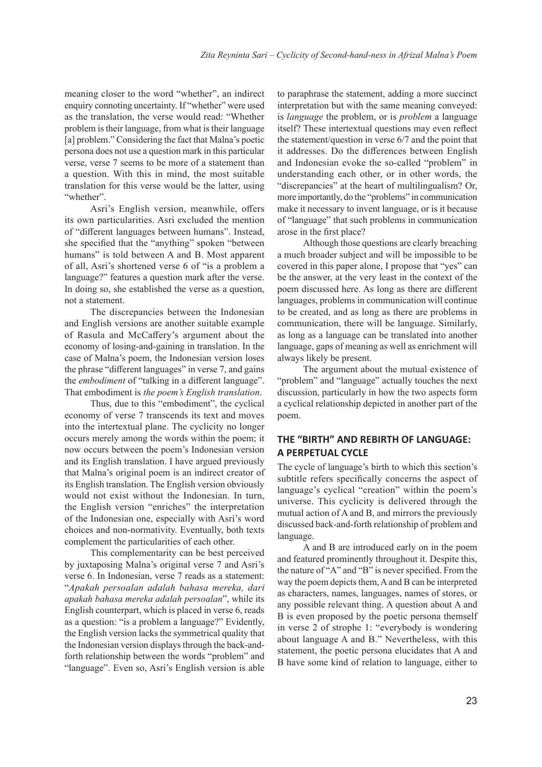meaning closer to the word "whether", an indirect enquiry connoting uncertainty. If "whether" were used as the translation, the verse would read: "Whether problem is their language, from what is their language [a] problem." Considering the fact that Malna's poetic persona does not use a question mark in this particular verse, verse 7 seems to be more of a statement than a question. With this in mind, the most suitable translation for this verse would be the latter, using "whether".

Asri's English version, meanwhile, offers its own particularities. Asri excluded the mention of "different languages between humans". Instead, she specified that the "anything" spoken "between humans" is told between A and B. Most apparent of all, Asri's shortened verse 6 of "is a problem a language?" features a question mark after the verse. In doing so, she established the verse as a question, not a statement.

The discrepancies between the Indonesian and English versions are another suitable example of Rasula and McCaffery's argument about the economy of losing-and-gaining in translation. In the case of Malna's poem, the Indonesian version loses the phrase "different languages" in verse 7, and gains the *embodiment* of "talking in a different language". That embodiment is *the poem's English translation*.

Thus, due to this "embodiment", the cyclical economy of verse 7 transcends its text and moves into the intertextual plane. The cyclicity no longer occurs merely among the words within the poem; it now occurs between the poem's Indonesian version and its English translation. I have argued previously that Malna's original poem is an indirect creator of its English translation. The English version obviously would not exist without the Indonesian. In turn, the English version "enriches" the interpretation of the Indonesian one, especially with Asri's word choices and non-normativity. Eventually, both texts complement the particularities of each other.

This complementarity can be best perceived by juxtaposing Malna's original verse 7 and Asri's verse 6. In Indonesian, verse 7 reads as a statement: "*Apakah persoalan adalah bahasa mereka, dari apakah bahasa mereka adalah persoalan*", while its English counterpart, which is placed in verse 6, reads as a question: "is a problem a language?" Evidently, the English version lacks the symmetrical quality that the Indonesian version displays through the back-and-forth relationship between the words "problem" and "language". Even so, Asri's English version is able to paraphrase the statement, adding a more succinct interpretation but with the same meaning conveyed: is *language* the problem, or is *problem* a language itself? These intertextual questions may even reflect the statement/question in verse 6/7 and the point that it addresses. Do the differences between English and Indonesian evoke the so-called "problem" in understanding each other, or in other words, the "discrepancies" at the heart of multilingualism? Or, more importantly, do the "problems" in communication make it necessary to invent language, or is it because of "language" that such problems in communication arose in the first place?

Although those questions are clearly breaching a much broader subject and will be impossible to be covered in this paper alone, I propose that "yes" can be the answer, at the very least in the context of the poem discussed here. As long as there are different languages, problems in communication will continue to be created, and as long as there are problems in communication, there will be language. Similarly, as long as a language can be translated into another language, gaps of meaning as well as enrichment will always likely be present.

The argument about the mutual existence of "problem" and "language" actually touches the next discussion, particularly in how the two aspects form a cyclical relationship depicted in another part of the poem.

## THE "BIRTH" AND REBIRTH OF LANGUAGE: A PERPETUAL CYCLE

The cycle of language's birth to which this section's subtitle refers specifically concerns the aspect of language's cyclical "creation" within the poem's universe. This cyclicity is delivered through the mutual action of A and B, and mirrors the previously discussed back-and-forth relationship of problem and language.

A and B are introduced early on in the poem and featured prominently throughout it. Despite this, the nature of "A" and "B" is never specified. From the way the poem depicts them, A and B can be interpreted as characters, names, languages, names of stores, or any possible relevant thing. A question about A and B is even proposed by the poetic persona themself in verse 2 of strophe 1: "everybody is wondering about language A and B." Nevertheless, with this statement, the poetic persona elucidates that A and B have some kind of relation to language, either to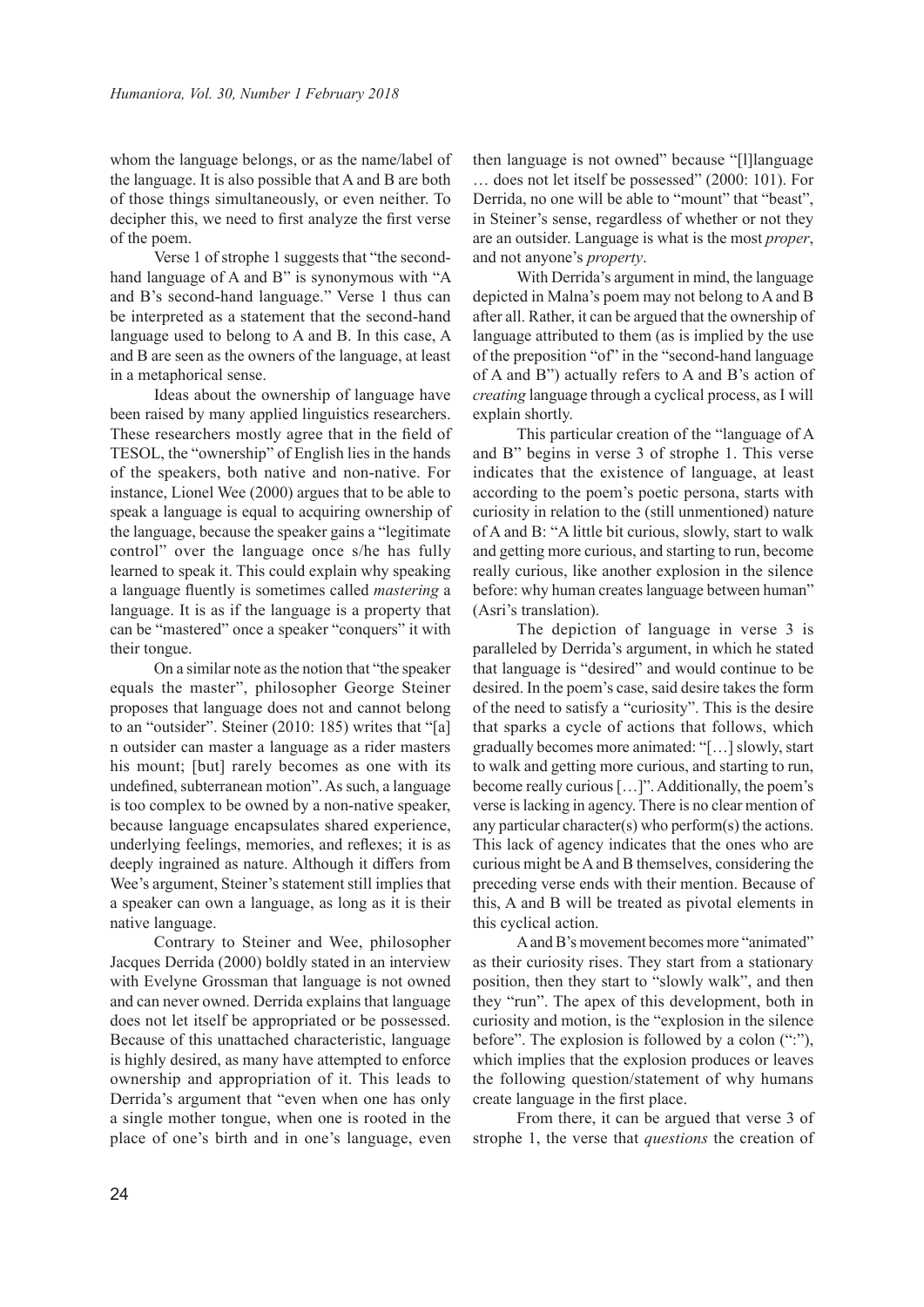whom the language belongs, or as the name/label of the language. It is also possible that A and B are both of those things simultaneously, or even neither. To decipher this, we need to first analyze the first verse of the poem.

Verse 1 of strophe 1 suggests that "the second-hand language of A and B" is synonymous with "A and B's second-hand language." Verse 1 thus can be interpreted as a statement that the second-hand language used to belong to A and B. In this case, A and B are seen as the owners of the language, at least in a metaphorical sense.

Ideas about the ownership of language have been raised by many applied linguistics researchers. These researchers mostly agree that in the field of TESOL, the "ownership" of English lies in the hands of the speakers, both native and non-native. For instance, Lionel Wee (2000) argues that to be able to speak a language is equal to acquiring ownership of the language, because the speaker gains a "legitimate control" over the language once s/he has fully learned to speak it. This could explain why speaking a language fluently is sometimes called *mastering* a language. It is as if the language is a property that can be "mastered" once a speaker "conquers" it with their tongue.

On a similar note as the notion that "the speaker equals the master", philosopher George Steiner proposes that language does not and cannot belong to an "outsider". Steiner (2010: 185) writes that "[a]n outsider can master a language as a rider masters his mount; [but] rarely becomes as one with its undefined, subterranean motion". As such, a language is too complex to be owned by a non-native speaker, because language encapsulates shared experience, underlying feelings, memories, and reflexes; it is as deeply ingrained as nature. Although it differs from Wee's argument, Steiner's statement still implies that a speaker can own a language, as long as it is their native language.

Contrary to Steiner and Wee, philosopher Jacques Derrida (2000) boldly stated in an interview with Evelyne Grossman that language is not owned and can never owned. Derrida explains that language does not let itself be appropriated or be possessed. Because of this unattached characteristic, language is highly desired, as many have attempted to enforce ownership and appropriation of it. This leads to Derrida's argument that "even when one has only a single mother tongue, when one is rooted in the place of one's birth and in one's language, even then language is not owned" because "[l]language … does not let itself be possessed" (2000: 101). For Derrida, no one will be able to "mount" that "beast", in Steiner's sense, regardless of whether or not they are an outsider. Language is what is the most *proper*, and not anyone's *property*.

With Derrida's argument in mind, the language depicted in Malna's poem may not belong to A and B after all. Rather, it can be argued that the ownership of language attributed to them (as is implied by the use of the preposition "of" in the "second-hand language of A and B") actually refers to A and B's action of *creating* language through a cyclical process, as I will explain shortly.

This particular creation of the "language of A and B" begins in verse 3 of strophe 1. This verse indicates that the existence of language, at least according to the poem's poetic persona, starts with curiosity in relation to the (still unmentioned) nature of A and B: "A little bit curious, slowly, start to walk and getting more curious, and starting to run, become really curious, like another explosion in the silence before: why human creates language between human" (Asri's translation).

The depiction of language in verse 3 is paralleled by Derrida's argument, in which he stated that language is "desired" and would continue to be desired. In the poem's case, said desire takes the form of the need to satisfy a "curiosity". This is the desire that sparks a cycle of actions that follows, which gradually becomes more animated: "[…] slowly, start to walk and getting more curious, and starting to run, become really curious […]". Additionally, the poem's verse is lacking in agency. There is no clear mention of any particular character(s) who perform(s) the actions. This lack of agency indicates that the ones who are curious might be A and B themselves, considering the preceding verse ends with their mention. Because of this, A and B will be treated as pivotal elements in this cyclical action.

A and B's movement becomes more "animated" as their curiosity rises. They start from a stationary position, then they start to "slowly walk", and then they "run". The apex of this development, both in curiosity and motion, is the "explosion in the silence before". The explosion is followed by a colon (":"), which implies that the explosion produces or leaves the following question/statement of why humans create language in the first place.

From there, it can be argued that verse 3 of strophe 1, the verse that *questions* the creation of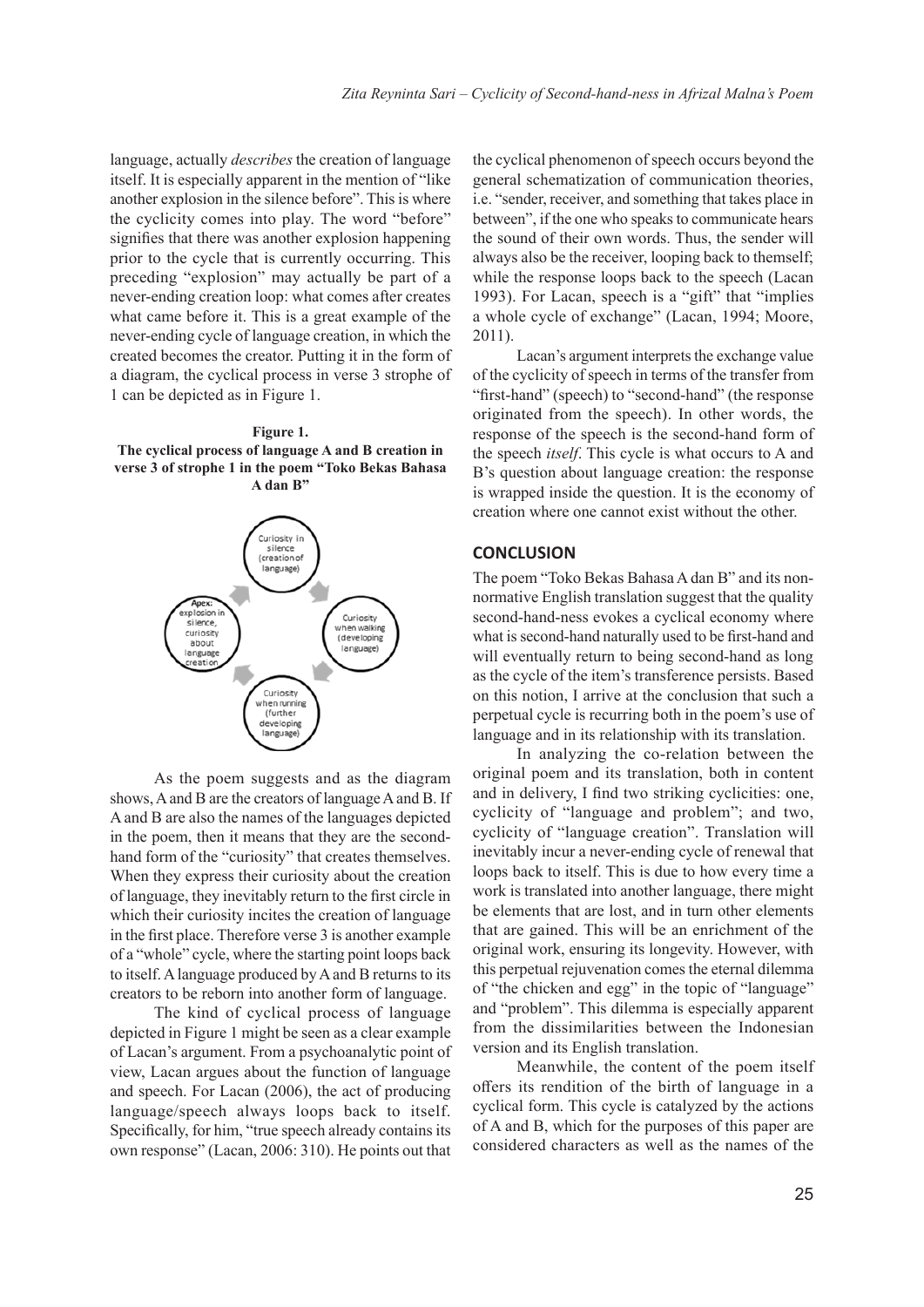language, actually *describes* the creation of language itself. It is especially apparent in the mention of "like another explosion in the silence before". This is where the cyclicity comes into play. The word "before" signifies that there was another explosion happening prior to the cycle that is currently occurring. This preceding "explosion" may actually be part of a never-ending creation loop: what comes after creates what came before it. This is a great example of the never-ending cycle of language creation, in which the created becomes the creator. Putting it in the form of a diagram, the cyclical process in verse 3 strophe of 1 can be depicted as in Figure 1.

**Figure 1.**
**The cyclical process of language A and B creation in verse 3 of strophe 1 in the poem "Toko Bekas Bahasa A dan B"**

Curiosity in silence (creation of language) → Curiosity when walking (developing language) → Curiosity when running (further developing language) → Apex: explosion in silence, curiosity about language creation

As the poem suggests and as the diagram shows, A and B are the creators of language A and B. If A and B are also the names of the languages depicted in the poem, then it means that they are the second-hand form of the "curiosity" that creates themselves. When they express their curiosity about the creation of language, they inevitably return to the first circle in which their curiosity incites the creation of language in the first place. Therefore verse 3 is another example of a "whole" cycle, where the starting point loops back to itself. A language produced by A and B returns to its creators to be reborn into another form of language.

The kind of cyclical process of language depicted in Figure 1 might be seen as a clear example of Lacan's argument. From a psychoanalytic point of view, Lacan argues about the function of language and speech. For Lacan (2006), the act of producing language/speech always loops back to itself. Specifically, for him, "true speech already contains its own response" (Lacan, 2006: 310). He points out that the cyclical phenomenon of speech occurs beyond the general schematization of communication theories, i.e. "sender, receiver, and something that takes place in between", if the one who speaks to communicate hears the sound of their own words. Thus, the sender will always also be the receiver, looping back to themself; while the response loops back to the speech (Lacan 1993). For Lacan, speech is a "gift" that "implies a whole cycle of exchange" (Lacan, 1994; Moore, 2011).

Lacan's argument interprets the exchange value of the cyclicity of speech in terms of the transfer from "first-hand" (speech) to "second-hand" (the response originated from the speech). In other words, the response of the speech is the second-hand form of the speech *itself*. This cycle is what occurs to A and B's question about language creation: the response is wrapped inside the question. It is the economy of creation where one cannot exist without the other.

## CONCLUSION

The poem "Toko Bekas Bahasa A dan B" and its non-normative English translation suggest that the quality second-hand-ness evokes a cyclical economy where what is second-hand naturally used to be first-hand and will eventually return to being second-hand as long as the cycle of the item's transference persists. Based on this notion, I arrive at the conclusion that such a perpetual cycle is recurring both in the poem's use of language and in its relationship with its translation.

In analyzing the co-relation between the original poem and its translation, both in content and in delivery, I find two striking cyclicities: one, cyclicity of "language and problem"; and two, cyclicity of "language creation". Translation will inevitably incur a never-ending cycle of renewal that loops back to itself. This is due to how every time a work is translated into another language, there might be elements that are lost, and in turn other elements that are gained. This will be an enrichment of the original work, ensuring its longevity. However, with this perpetual rejuvenation comes the eternal dilemma of "the chicken and egg" in the topic of "language" and "problem". This dilemma is especially apparent from the dissimilarities between the Indonesian version and its English translation.

Meanwhile, the content of the poem itself offers its rendition of the birth of language in a cyclical form. This cycle is catalyzed by the actions of A and B, which for the purposes of this paper are considered characters as well as the names of the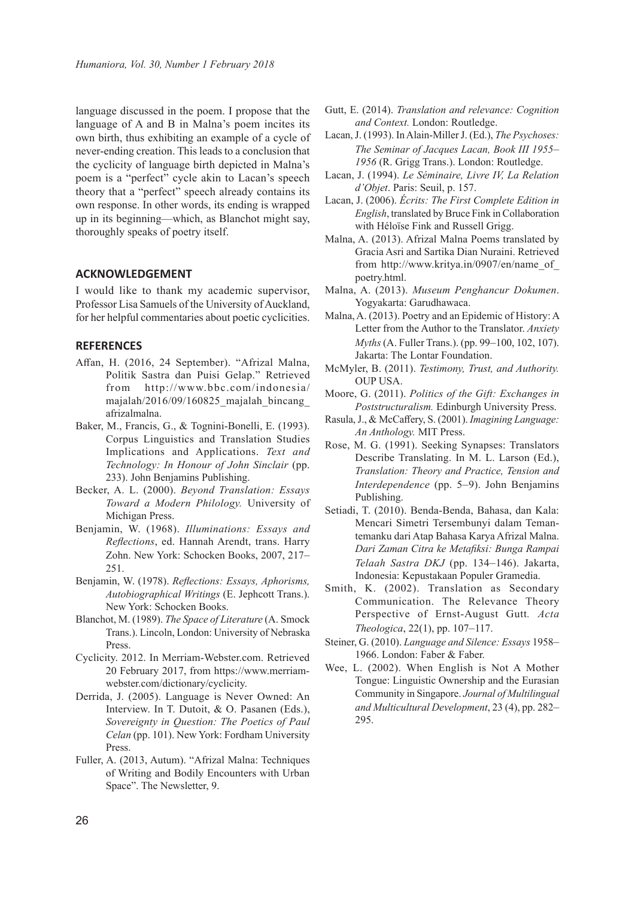language discussed in the poem. I propose that the language of A and B in Malna's poem incites its own birth, thus exhibiting an example of a cycle of never-ending creation. This leads to a conclusion that the cyclicity of language birth depicted in Malna's poem is a "perfect" cycle akin to Lacan's speech theory that a "perfect" speech already contains its own response. In other words, its ending is wrapped up in its beginning—which, as Blanchot might say, thoroughly speaks of poetry itself.

## ACKNOWLEDGEMENT

I would like to thank my academic supervisor, Professor Lisa Samuels of the University of Auckland, for her helpful commentaries about poetic cyclicities.

## REFERENCES

Affan, H. (2016, 24 September). "Afrizal Malna, Politik Sastra dan Puisi Gelap." Retrieved from http://www.bbc.com/indonesia/majalah/2016/09/160825_majalah_bincang_afrizalmalna.

Baker, M., Francis, G., & Tognini-Bonelli, E. (1993). Corpus Linguistics and Translation Studies Implications and Applications. *Text and Technology: In Honour of John Sinclair* (pp. 233). John Benjamins Publishing.

Becker, A. L. (2000). *Beyond Translation: Essays Toward a Modern Philology.* University of Michigan Press.

Benjamin, W. (1968). *Illuminations: Essays and Reflections*, ed. Hannah Arendt, trans. Harry Zohn. New York: Schocken Books, 2007, 217–251.

Benjamin, W. (1978). *Reflections: Essays, Aphorisms, Autobiographical Writings* (E. Jephcott Trans.). New York: Schocken Books.

Blanchot, M. (1989). *The Space of Literature* (A. Smock Trans.). Lincoln, London: University of Nebraska Press.

Cyclicity. 2012. In Merriam-Webster.com. Retrieved 20 February 2017, from https://www.merriam-webster.com/dictionary/cyclicity.

Derrida, J. (2005). Language is Never Owned: An Interview. In T. Dutoit, & O. Pasanen (Eds.), *Sovereignty in Question: The Poetics of Paul Celan* (pp. 101). New York: Fordham University Press.

Fuller, A. (2013, Autum). "Afrizal Malna: Techniques of Writing and Bodily Encounters with Urban Space". The Newsletter, 9.

Gutt, E. (2014). *Translation and relevance: Cognition and Context.* London: Routledge.

Lacan, J. (1993). In Alain-Miller J. (Ed.), *The Psychoses: The Seminar of Jacques Lacan, Book III 1955–1956* (R. Grigg Trans.). London: Routledge.

Lacan, J. (1994). *Le Séminaire, Livre IV, La Relation d'Objet*. Paris: Seuil, p. 157.

Lacan, J. (2006). *Écrits: The First Complete Edition in English*, translated by Bruce Fink in Collaboration with Héloïse Fink and Russell Grigg.

Malna, A. (2013). Afrizal Malna Poems translated by Gracia Asri and Sartika Dian Nuraini. Retrieved from http://www.kritya.in/0907/en/name_of_poetry.html.

Malna, A. (2013). *Museum Penghancur Dokumen*. Yogyakarta: Garudhawaca.

Malna, A. (2013). Poetry and an Epidemic of History: A Letter from the Author to the Translator. *Anxiety Myths* (A. Fuller Trans.). (pp. 99–100, 102, 107). Jakarta: The Lontar Foundation.

McMyler, B. (2011). *Testimony, Trust, and Authority.* OUP USA.

Moore, G. (2011). *Politics of the Gift: Exchanges in Poststructuralism.* Edinburgh University Press.

Rasula, J., & McCaffery, S. (2001). *Imagining Language: An Anthology.* MIT Press.

Rose, M. G. (1991). Seeking Synapses: Translators Describe Translating. In M. L. Larson (Ed.), *Translation: Theory and Practice, Tension and Interdependence* (pp. 5–9). John Benjamins Publishing.

Setiadi, T. (2010). Benda-Benda, Bahasa, dan Kala: Mencari Simetri Tersembunyi dalam Teman-temanku dari Atap Bahasa Karya Afrizal Malna. *Dari Zaman Citra ke Metafiksi: Bunga Rampai Telaah Sastra DKJ* (pp. 134–146). Jakarta, Indonesia: Kepustakaan Populer Gramedia.

Smith, K. (2002). Translation as Secondary Communication. The Relevance Theory Perspective of Ernst-August Gutt. *Acta Theologica*, 22(1), pp. 107–117.

Steiner, G. (2010). *Language and Silence: Essays* 1958–1966. London: Faber & Faber.

Wee, L. (2002). When English is Not A Mother Tongue: Linguistic Ownership and the Eurasian Community in Singapore. *Journal of Multilingual and Multicultural Development*, 23 (4), pp. 282–295.